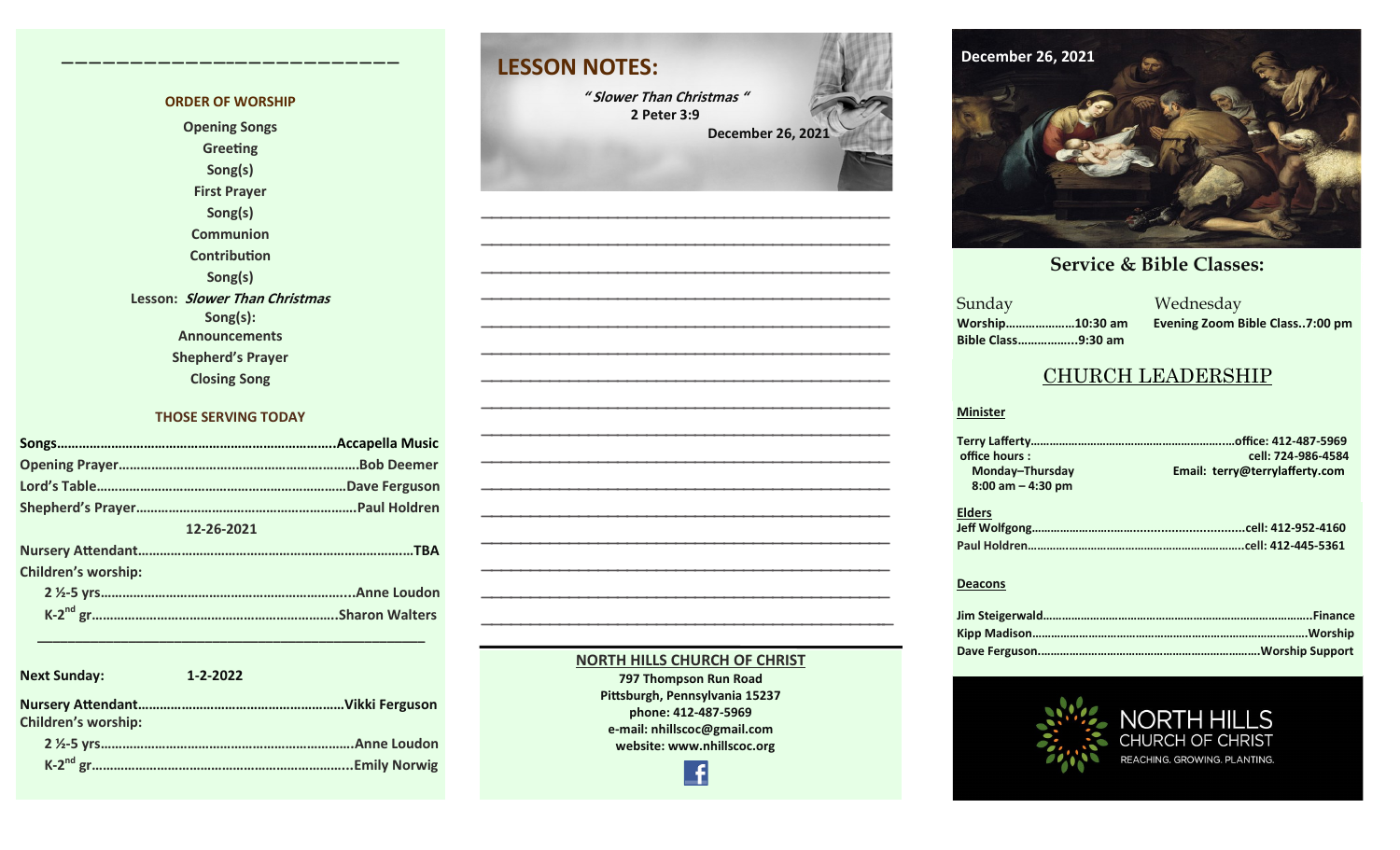## ORDER OF WORSHIP

Opening Songs
Greeting
Song(s)
First Prayer
Song(s)
Communion
Contribution
Song(s)
Lesson: *Slower Than Christmas*
Song(s):
Announcements
Shepherd's Prayer
Closing Song

## THOSE SERVING TODAY

Songs……………………………………………………………………Accapella Music
Opening Prayer…………………………………………………………Bob Deemer
Lord's Table……………………………………………………………Dave Ferguson
Shepherd's Prayer……………………………………………………Paul Holdren

12-26-2021

Nursery Attendant…………………………………………………………………TBA
Children's worship:
2 ½-5 yrs……………………………………………………………..Anne Loudon
K-2nd gr……………………………………………………………Sharon Walters

---

**Next Sunday: 1-2-2022**

Nursery Attendant…………………………………………………Vikki Ferguson
Children's worship:
2 ½-5 yrs………………………………………………………………Anne Loudon
K-2nd gr……………………………………………………………….Emily Norwig

## LESSON NOTES:

*" Slower Than Christmas "*
2 Peter 3:9
December 26, 2021

**NORTH HILLS CHURCH OF CHRIST**
797 Thompson Run Road
Pittsburgh, Pennsylvania 15237
phone: 412-487-5969
e-mail: nhillscoc@gmail.com
website: www.nhillscoc.org

December 26, 2021

## Service & Bible Classes:

Sunday
Worship…………………10:30 am
Bible Class……………..9:30 am

Wednesday
Evening Zoom Bible Class..7:00 pm

## CHURCH LEADERSHIP

**Minister**

Terry Lafferty…………………………………………………….office: 412-487-5969
office hours : cell: 724-986-4584
Monday–Thursday Email: terry@terrylafferty.com
8:00 am – 4:30 pm

**Elders**

Jeff Wolfgong…………………………………………………………cell: 412-952-4160
Paul Holdren……………………………………………………………cell: 412-445-5361

**Deacons**

Jim Steigerwald…………………………………………………………………………Finance
Kipp Madison……………………………………………………………………………Worship
Dave Ferguson……………………………………………………………Worship Support

NORTH HILLS
CHURCH OF CHRIST
REACHING. GROWING. PLANTING.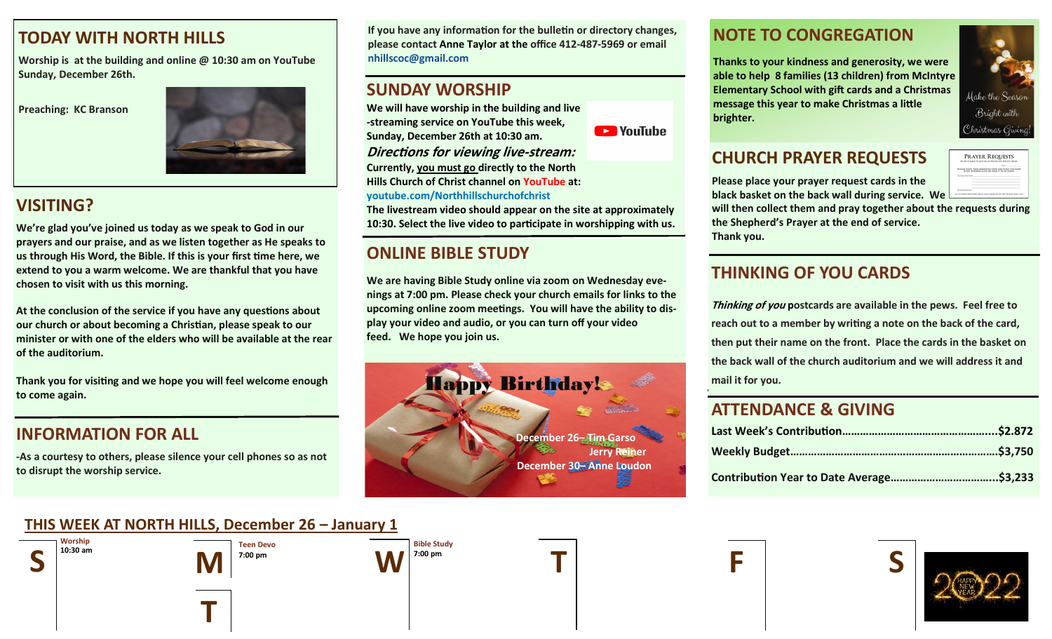## TODAY WITH NORTH HILLS

**Worship is at the building and online @ 10:30 am on YouTube Sunday, December 26th.**

**Preaching: KC Branson**

## VISITING?

**We're glad you've joined us today as we speak to God in our prayers and our praise, and as we listen together as He speaks to us through His Word, the Bible. If this is your first time here, we extend to you a warm welcome. We are thankful that you have chosen to visit with us this morning.**

**At the conclusion of the service if you have any questions about our church or about becoming a Christian, please speak to our minister or with one of the elders who will be available at the rear of the auditorium.**

**Thank you for visiting and we hope you will feel welcome enough to come again.**

## INFORMATION FOR ALL

**-As a courtesy to others, please silence your cell phones so as not to disrupt the worship service.**

**If you have any information for the bulletin or directory changes, please contact Anne Taylor at the office 412-487-5969 or email nhillscoc@gmail.com**

## SUNDAY WORSHIP

**We will have worship in the building and live-streaming service on YouTube this week, Sunday, December 26th at 10:30 am.**

***Directions for viewing live-stream:***
**Currently, you must go directly to the North Hills Church of Christ channel on YouTube at: youtube.com/Northhillschurchofchrist**
**The livestream video should appear on the site at approximately 10:30. Select the live video to participate in worshipping with us.**

## ONLINE BIBLE STUDY

**We are having Bible Study online via zoom on Wednesday evenings at 7:00 pm. Please check your church emails for links to the upcoming online zoom meetings. You will have the ability to display your video and audio, or you can turn off your video feed. We hope you join us.**

**Happy Birthday!**

**December 26– Tim Garso**
**Jerry Reiner**
**December 30– Anne Loudon**

## NOTE TO CONGREGATION

**Thanks to your kindness and generosity, we were able to help 8 families (13 children) from McIntyre Elementary School with gift cards and a Christmas message this year to make Christmas a little brighter.**

Make the Season Bright with Christmas Giving!

## CHURCH PRAYER REQUESTS

**Please place your prayer request cards in the black basket on the back wall during service. We will then collect them and pray together about the requests during the Shepherd's Prayer at the end of service. Thank you.**

## THINKING OF YOU CARDS

***Thinking of you*** **postcards are available in the pews. Feel free to reach out to a member by writing a note on the back of the card, then put their name on the front. Place the cards in the basket on the back wall of the church auditorium and we will address it and mail it for you.**

## ATTENDANCE & GIVING

**Last Week's Contribution..........$2.872**
**Weekly Budget..........$3,750**
**Contribution Year to Date Average..........$3,233**

## THIS WEEK AT NORTH HILLS, December 26 – January 1

**S** — Worship 10:30 am
**M** — Teen Devo 7:00 pm
**T**
**W** — Bible Study 7:00 pm
**T**
**F**
**S** — Happy New Year 2022